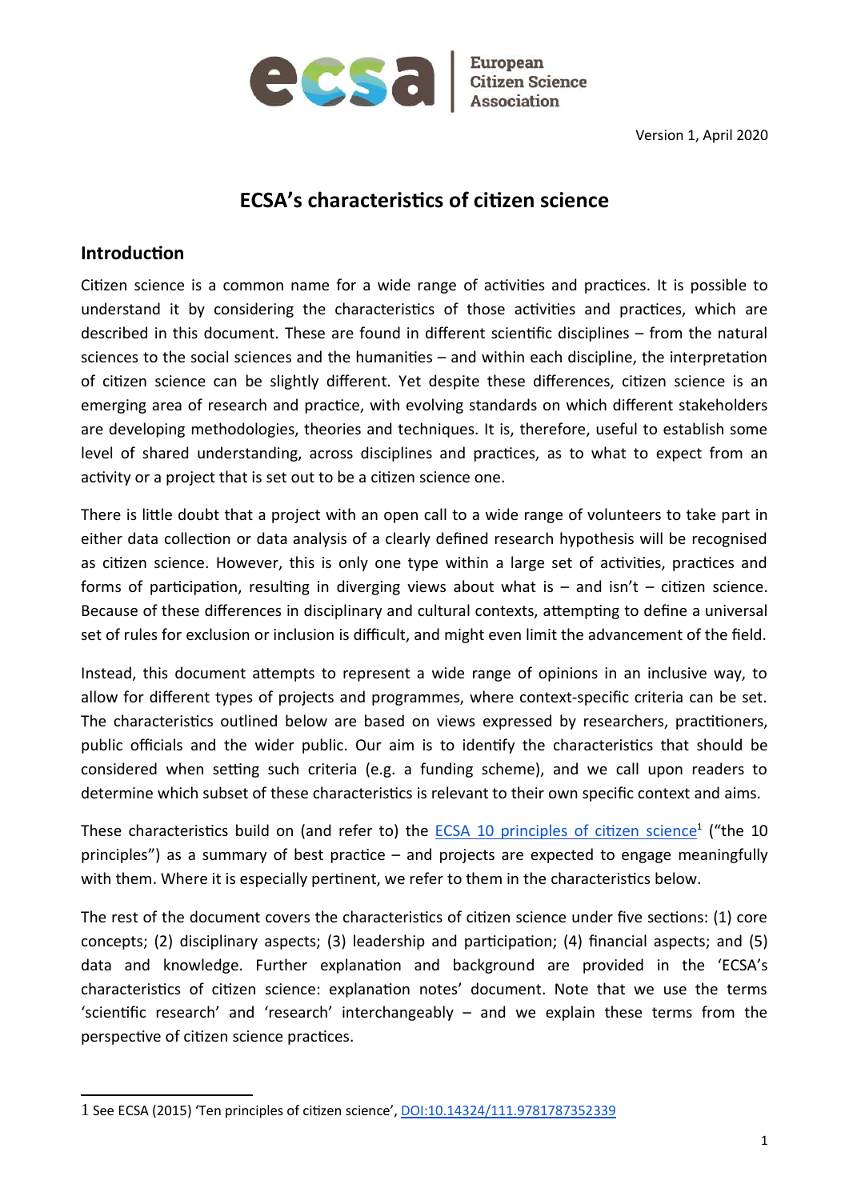European Citizen Science Association

Version 1, April 2020

# ECSA's characteristics of citizen science

## Introduction

Citizen science is a common name for a wide range of activities and practices. It is possible to understand it by considering the characteristics of those activities and practices, which are described in this document. These are found in different scientific disciplines – from the natural sciences to the social sciences and the humanities – and within each discipline, the interpretation of citizen science can be slightly different. Yet despite these differences, citizen science is an emerging area of research and practice, with evolving standards on which different stakeholders are developing methodologies, theories and techniques. It is, therefore, useful to establish some level of shared understanding, across disciplines and practices, as to what to expect from an activity or a project that is set out to be a citizen science one.

There is little doubt that a project with an open call to a wide range of volunteers to take part in either data collection or data analysis of a clearly defined research hypothesis will be recognised as citizen science. However, this is only one type within a large set of activities, practices and forms of participation, resulting in diverging views about what is – and isn't – citizen science. Because of these differences in disciplinary and cultural contexts, attempting to define a universal set of rules for exclusion or inclusion is difficult, and might even limit the advancement of the field.

Instead, this document attempts to represent a wide range of opinions in an inclusive way, to allow for different types of projects and programmes, where context-specific criteria can be set. The characteristics outlined below are based on views expressed by researchers, practitioners, public officials and the wider public. Our aim is to identify the characteristics that should be considered when setting such criteria (e.g. a funding scheme), and we call upon readers to determine which subset of these characteristics is relevant to their own specific context and aims.

These characteristics build on (and refer to) the ECSA 10 principles of citizen science[1] ("the 10 principles") as a summary of best practice – and projects are expected to engage meaningfully with them. Where it is especially pertinent, we refer to them in the characteristics below.

The rest of the document covers the characteristics of citizen science under five sections: (1) core concepts; (2) disciplinary aspects; (3) leadership and participation; (4) financial aspects; and (5) data and knowledge. Further explanation and background are provided in the 'ECSA's characteristics of citizen science: explanation notes' document. Note that we use the terms 'scientific research' and 'research' interchangeably – and we explain these terms from the perspective of citizen science practices.

---

1 See ECSA (2015) 'Ten principles of citizen science', DOI:10.14324/111.9781787352339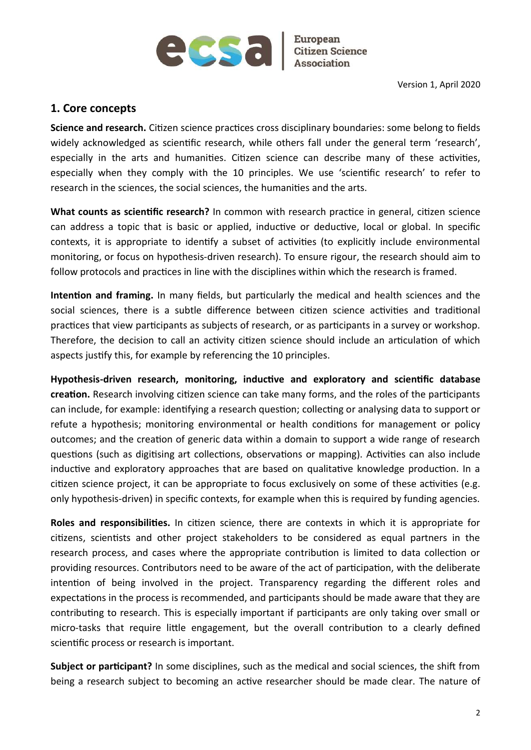## 1. Core concepts

**Science and research.** Citizen science practices cross disciplinary boundaries: some belong to fields widely acknowledged as scientific research, while others fall under the general term 'research', especially in the arts and humanities. Citizen science can describe many of these activities, especially when they comply with the 10 principles. We use 'scientific research' to refer to research in the sciences, the social sciences, the humanities and the arts.

**What counts as scientific research?** In common with research practice in general, citizen science can address a topic that is basic or applied, inductive or deductive, local or global. In specific contexts, it is appropriate to identify a subset of activities (to explicitly include environmental monitoring, or focus on hypothesis-driven research). To ensure rigour, the research should aim to follow protocols and practices in line with the disciplines within which the research is framed.

**Intention and framing.** In many fields, but particularly the medical and health sciences and the social sciences, there is a subtle difference between citizen science activities and traditional practices that view participants as subjects of research, or as participants in a survey or workshop. Therefore, the decision to call an activity citizen science should include an articulation of which aspects justify this, for example by referencing the 10 principles.

**Hypothesis-driven research, monitoring, inductive and exploratory and scientific database creation.** Research involving citizen science can take many forms, and the roles of the participants can include, for example: identifying a research question; collecting or analysing data to support or refute a hypothesis; monitoring environmental or health conditions for management or policy outcomes; and the creation of generic data within a domain to support a wide range of research questions (such as digitising art collections, observations or mapping). Activities can also include inductive and exploratory approaches that are based on qualitative knowledge production. In a citizen science project, it can be appropriate to focus exclusively on some of these activities (e.g. only hypothesis-driven) in specific contexts, for example when this is required by funding agencies.

**Roles and responsibilities.** In citizen science, there are contexts in which it is appropriate for citizens, scientists and other project stakeholders to be considered as equal partners in the research process, and cases where the appropriate contribution is limited to data collection or providing resources. Contributors need to be aware of the act of participation, with the deliberate intention of being involved in the project. Transparency regarding the different roles and expectations in the process is recommended, and participants should be made aware that they are contributing to research. This is especially important if participants are only taking over small or micro-tasks that require little engagement, but the overall contribution to a clearly defined scientific process or research is important.

**Subject or participant?** In some disciplines, such as the medical and social sciences, the shift from being a research subject to becoming an active researcher should be made clear. The nature of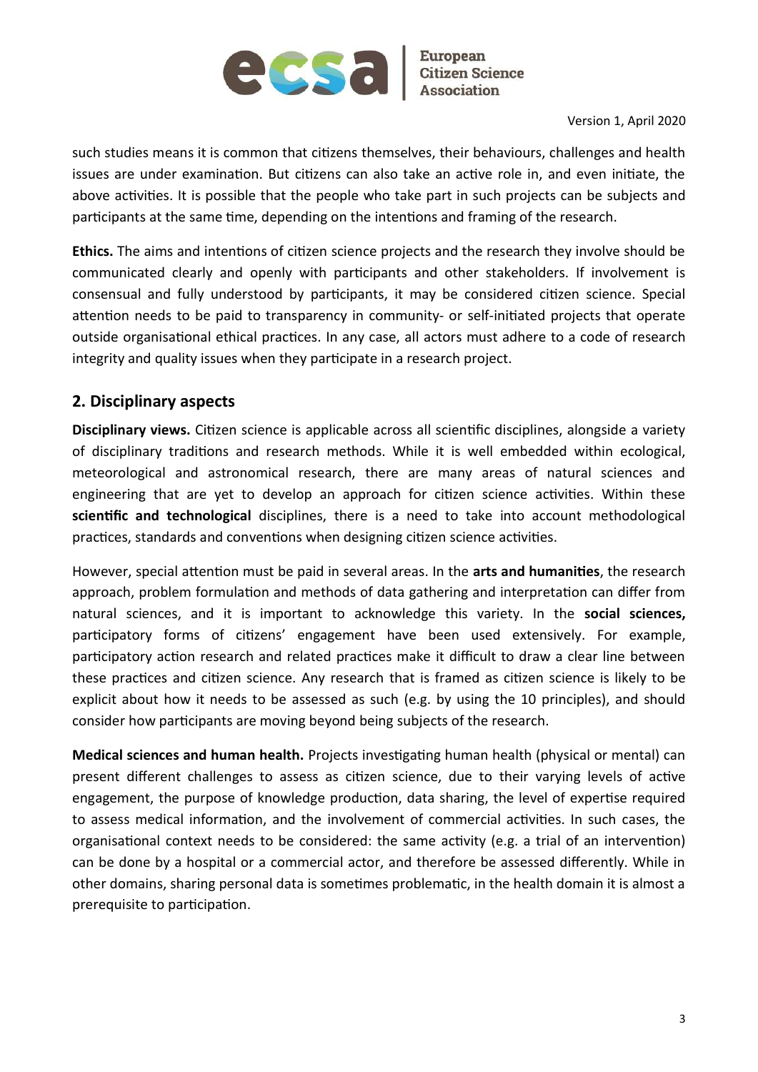such studies means it is common that citizens themselves, their behaviours, challenges and health issues are under examination. But citizens can also take an active role in, and even initiate, the above activities. It is possible that the people who take part in such projects can be subjects and participants at the same time, depending on the intentions and framing of the research.

**Ethics.** The aims and intentions of citizen science projects and the research they involve should be communicated clearly and openly with participants and other stakeholders. If involvement is consensual and fully understood by participants, it may be considered citizen science. Special attention needs to be paid to transparency in community- or self-initiated projects that operate outside organisational ethical practices. In any case, all actors must adhere to a code of research integrity and quality issues when they participate in a research project.

## 2. Disciplinary aspects

**Disciplinary views.** Citizen science is applicable across all scientific disciplines, alongside a variety of disciplinary traditions and research methods. While it is well embedded within ecological, meteorological and astronomical research, there are many areas of natural sciences and engineering that are yet to develop an approach for citizen science activities. Within these **scientific and technological** disciplines, there is a need to take into account methodological practices, standards and conventions when designing citizen science activities.

However, special attention must be paid in several areas. In the **arts and humanities**, the research approach, problem formulation and methods of data gathering and interpretation can differ from natural sciences, and it is important to acknowledge this variety. In the **social sciences,** participatory forms of citizens' engagement have been used extensively. For example, participatory action research and related practices make it difficult to draw a clear line between these practices and citizen science. Any research that is framed as citizen science is likely to be explicit about how it needs to be assessed as such (e.g. by using the 10 principles), and should consider how participants are moving beyond being subjects of the research.

**Medical sciences and human health.** Projects investigating human health (physical or mental) can present different challenges to assess as citizen science, due to their varying levels of active engagement, the purpose of knowledge production, data sharing, the level of expertise required to assess medical information, and the involvement of commercial activities. In such cases, the organisational context needs to be considered: the same activity (e.g. a trial of an intervention) can be done by a hospital or a commercial actor, and therefore be assessed differently. While in other domains, sharing personal data is sometimes problematic, in the health domain it is almost a prerequisite to participation.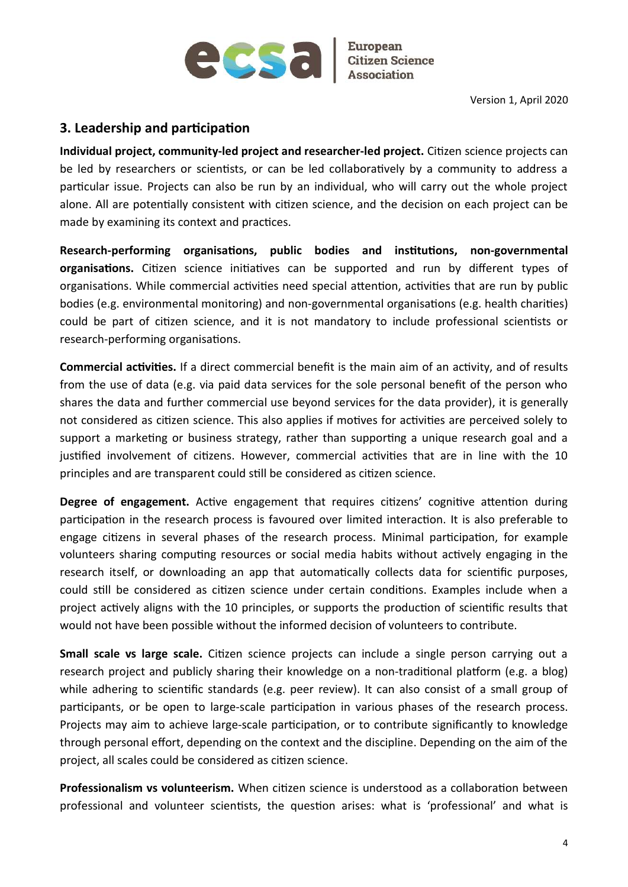## 3. Leadership and participation

**Individual project, community-led project and researcher-led project.** Citizen science projects can be led by researchers or scientists, or can be led collaboratively by a community to address a particular issue. Projects can also be run by an individual, who will carry out the whole project alone. All are potentially consistent with citizen science, and the decision on each project can be made by examining its context and practices.

**Research-performing organisations, public bodies and institutions, non-governmental organisations.** Citizen science initiatives can be supported and run by different types of organisations. While commercial activities need special attention, activities that are run by public bodies (e.g. environmental monitoring) and non-governmental organisations (e.g. health charities) could be part of citizen science, and it is not mandatory to include professional scientists or research-performing organisations.

**Commercial activities.** If a direct commercial benefit is the main aim of an activity, and of results from the use of data (e.g. via paid data services for the sole personal benefit of the person who shares the data and further commercial use beyond services for the data provider), it is generally not considered as citizen science. This also applies if motives for activities are perceived solely to support a marketing or business strategy, rather than supporting a unique research goal and a justified involvement of citizens. However, commercial activities that are in line with the 10 principles and are transparent could still be considered as citizen science.

**Degree of engagement.** Active engagement that requires citizens' cognitive attention during participation in the research process is favoured over limited interaction. It is also preferable to engage citizens in several phases of the research process. Minimal participation, for example volunteers sharing computing resources or social media habits without actively engaging in the research itself, or downloading an app that automatically collects data for scientific purposes, could still be considered as citizen science under certain conditions. Examples include when a project actively aligns with the 10 principles, or supports the production of scientific results that would not have been possible without the informed decision of volunteers to contribute.

**Small scale vs large scale.** Citizen science projects can include a single person carrying out a research project and publicly sharing their knowledge on a non-traditional platform (e.g. a blog) while adhering to scientific standards (e.g. peer review). It can also consist of a small group of participants, or be open to large-scale participation in various phases of the research process. Projects may aim to achieve large-scale participation, or to contribute significantly to knowledge through personal effort, depending on the context and the discipline. Depending on the aim of the project, all scales could be considered as citizen science.

**Professionalism vs volunteerism.** When citizen science is understood as a collaboration between professional and volunteer scientists, the question arises: what is 'professional' and what is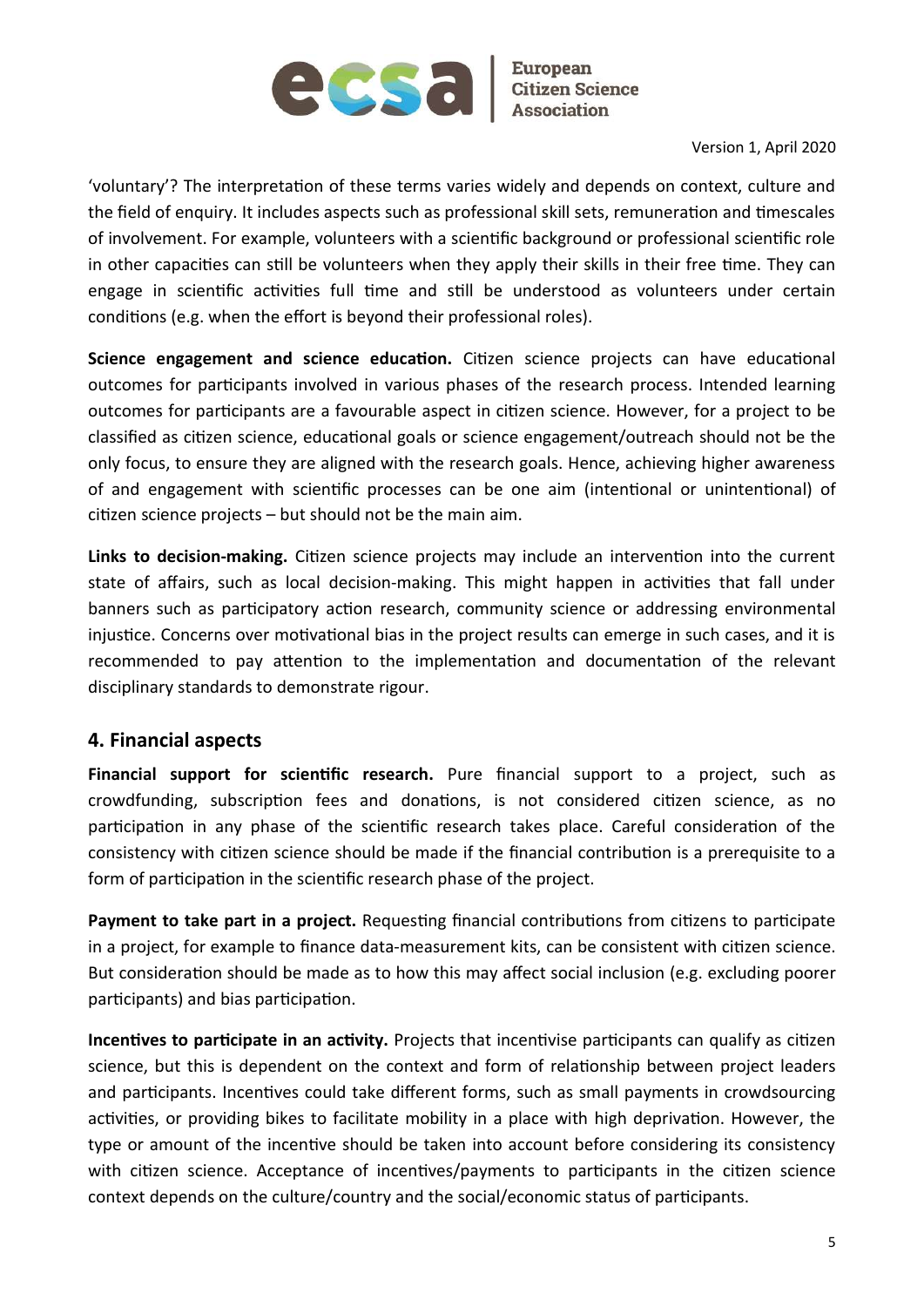'voluntary'? The interpretation of these terms varies widely and depends on context, culture and the field of enquiry. It includes aspects such as professional skill sets, remuneration and timescales of involvement. For example, volunteers with a scientific background or professional scientific role in other capacities can still be volunteers when they apply their skills in their free time. They can engage in scientific activities full time and still be understood as volunteers under certain conditions (e.g. when the effort is beyond their professional roles).

**Science engagement and science education.** Citizen science projects can have educational outcomes for participants involved in various phases of the research process. Intended learning outcomes for participants are a favourable aspect in citizen science. However, for a project to be classified as citizen science, educational goals or science engagement/outreach should not be the only focus, to ensure they are aligned with the research goals. Hence, achieving higher awareness of and engagement with scientific processes can be one aim (intentional or unintentional) of citizen science projects – but should not be the main aim.

**Links to decision-making.** Citizen science projects may include an intervention into the current state of affairs, such as local decision-making. This might happen in activities that fall under banners such as participatory action research, community science or addressing environmental injustice. Concerns over motivational bias in the project results can emerge in such cases, and it is recommended to pay attention to the implementation and documentation of the relevant disciplinary standards to demonstrate rigour.

## 4. Financial aspects

**Financial support for scientific research.** Pure financial support to a project, such as crowdfunding, subscription fees and donations, is not considered citizen science, as no participation in any phase of the scientific research takes place. Careful consideration of the consistency with citizen science should be made if the financial contribution is a prerequisite to a form of participation in the scientific research phase of the project.

**Payment to take part in a project.** Requesting financial contributions from citizens to participate in a project, for example to finance data-measurement kits, can be consistent with citizen science. But consideration should be made as to how this may affect social inclusion (e.g. excluding poorer participants) and bias participation.

**Incentives to participate in an activity.** Projects that incentivise participants can qualify as citizen science, but this is dependent on the context and form of relationship between project leaders and participants. Incentives could take different forms, such as small payments in crowdsourcing activities, or providing bikes to facilitate mobility in a place with high deprivation. However, the type or amount of the incentive should be taken into account before considering its consistency with citizen science. Acceptance of incentives/payments to participants in the citizen science context depends on the culture/country and the social/economic status of participants.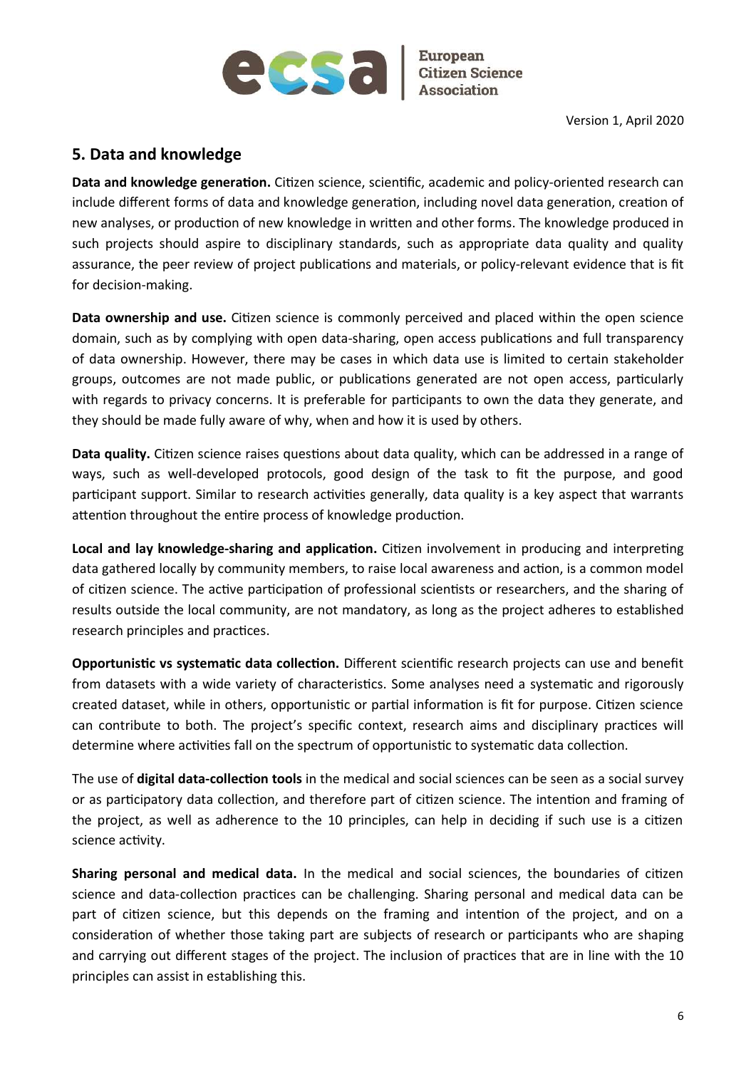## 5. Data and knowledge

**Data and knowledge generation.** Citizen science, scientific, academic and policy-oriented research can include different forms of data and knowledge generation, including novel data generation, creation of new analyses, or production of new knowledge in written and other forms. The knowledge produced in such projects should aspire to disciplinary standards, such as appropriate data quality and quality assurance, the peer review of project publications and materials, or policy-relevant evidence that is fit for decision-making.

**Data ownership and use.** Citizen science is commonly perceived and placed within the open science domain, such as by complying with open data-sharing, open access publications and full transparency of data ownership. However, there may be cases in which data use is limited to certain stakeholder groups, outcomes are not made public, or publications generated are not open access, particularly with regards to privacy concerns. It is preferable for participants to own the data they generate, and they should be made fully aware of why, when and how it is used by others.

**Data quality.** Citizen science raises questions about data quality, which can be addressed in a range of ways, such as well-developed protocols, good design of the task to fit the purpose, and good participant support. Similar to research activities generally, data quality is a key aspect that warrants attention throughout the entire process of knowledge production.

**Local and lay knowledge-sharing and application.** Citizen involvement in producing and interpreting data gathered locally by community members, to raise local awareness and action, is a common model of citizen science. The active participation of professional scientists or researchers, and the sharing of results outside the local community, are not mandatory, as long as the project adheres to established research principles and practices.

**Opportunistic vs systematic data collection.** Different scientific research projects can use and benefit from datasets with a wide variety of characteristics. Some analyses need a systematic and rigorously created dataset, while in others, opportunistic or partial information is fit for purpose. Citizen science can contribute to both. The project's specific context, research aims and disciplinary practices will determine where activities fall on the spectrum of opportunistic to systematic data collection.

The use of **digital data-collection tools** in the medical and social sciences can be seen as a social survey or as participatory data collection, and therefore part of citizen science. The intention and framing of the project, as well as adherence to the 10 principles, can help in deciding if such use is a citizen science activity.

**Sharing personal and medical data.** In the medical and social sciences, the boundaries of citizen science and data-collection practices can be challenging. Sharing personal and medical data can be part of citizen science, but this depends on the framing and intention of the project, and on a consideration of whether those taking part are subjects of research or participants who are shaping and carrying out different stages of the project. The inclusion of practices that are in line with the 10 principles can assist in establishing this.